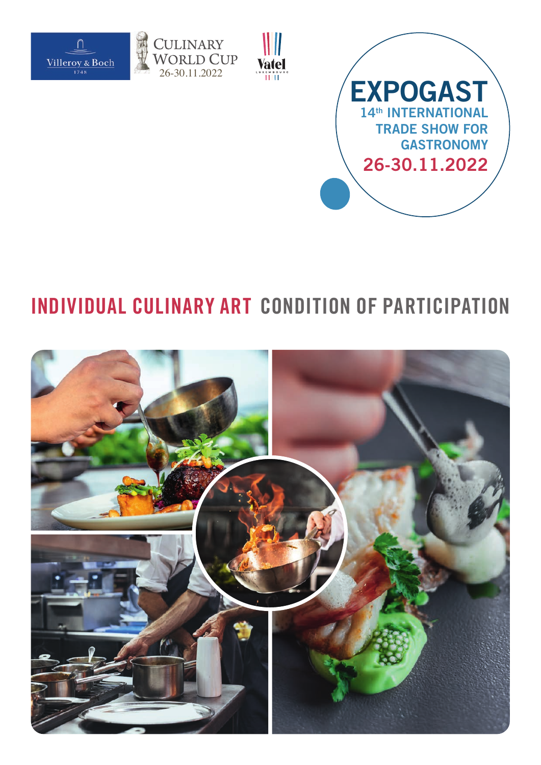Villeroy & Boch 1748

CULINARY WORLD CUP 26-30.11.2022

Vatel LUXEMBOURG

# EXPOGAST

## 14th INTERNATIONAL TRADE SHOW FOR GASTRONOMY

**26-30.11.2022**

# INDIVIDUAL CULINARY ART CONDITION OF PARTICIPATION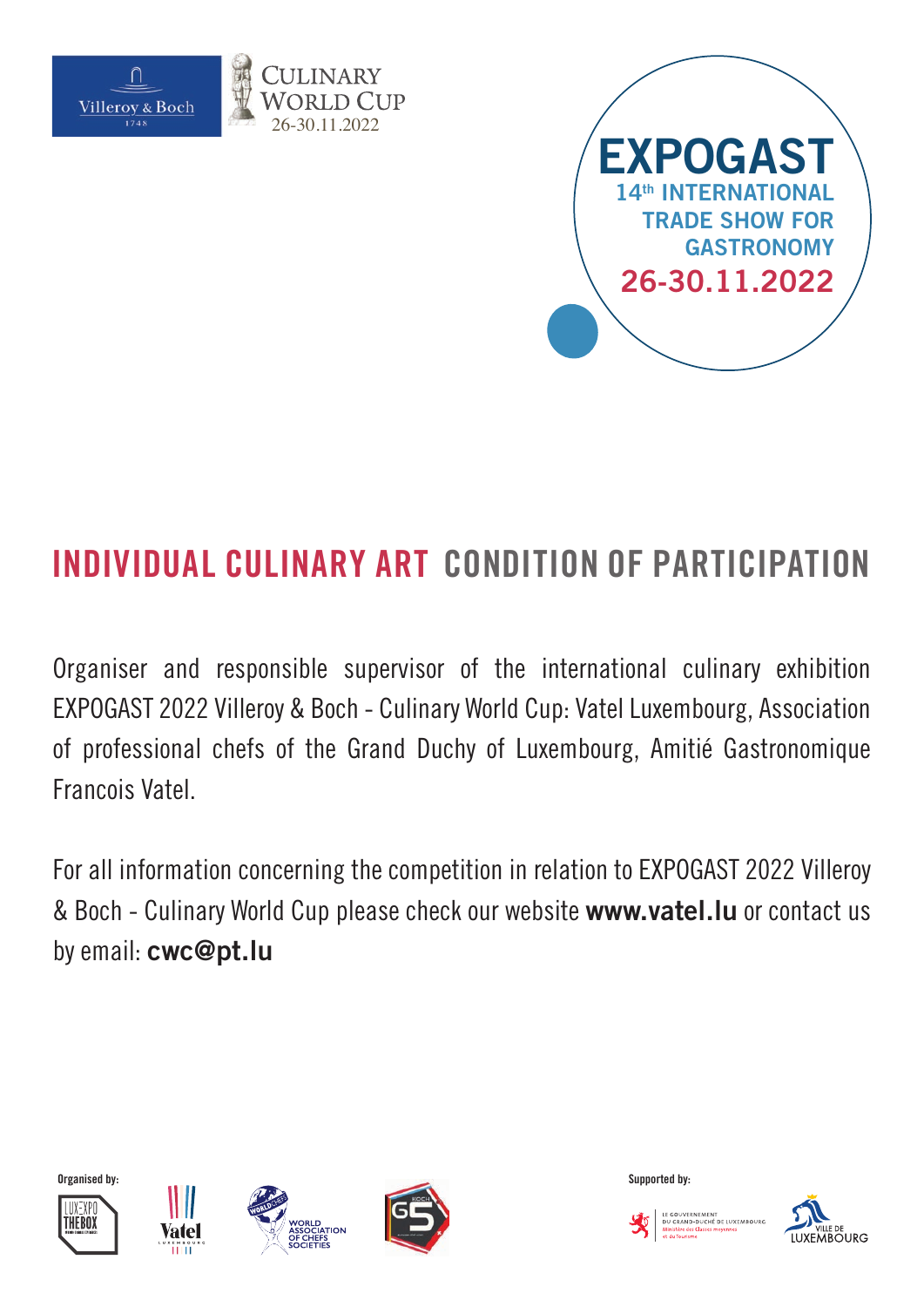Villeroy & Boch 1748

CULINARY WORLD CUP 26-30.11.2022

**EXPOGAST**
**14th INTERNATIONAL TRADE SHOW FOR GASTRONOMY**
**26-30.11.2022**

# INDIVIDUAL CULINARY ART CONDITION OF PARTICIPATION

Organiser and responsible supervisor of the international culinary exhibition EXPOGAST 2022 Villeroy & Boch - Culinary World Cup: Vatel Luxembourg, Association of professional chefs of the Grand Duchy of Luxembourg, Amitié Gastronomique Francois Vatel.

For all information concerning the competition in relation to EXPOGAST 2022 Villeroy & Boch - Culinary World Cup please check our website **www.vatel.lu** or contact us by email: **cwc@pt.lu**

Organised by: LUXEXPO THE BOX, Vatel Luxembourg, World Association of Chefs Societies, Koch G5

Supported by: Le Gouvernement du Grand-Duché de Luxembourg, Ministère des Classes moyennes et du Tourisme; Ville de Luxembourg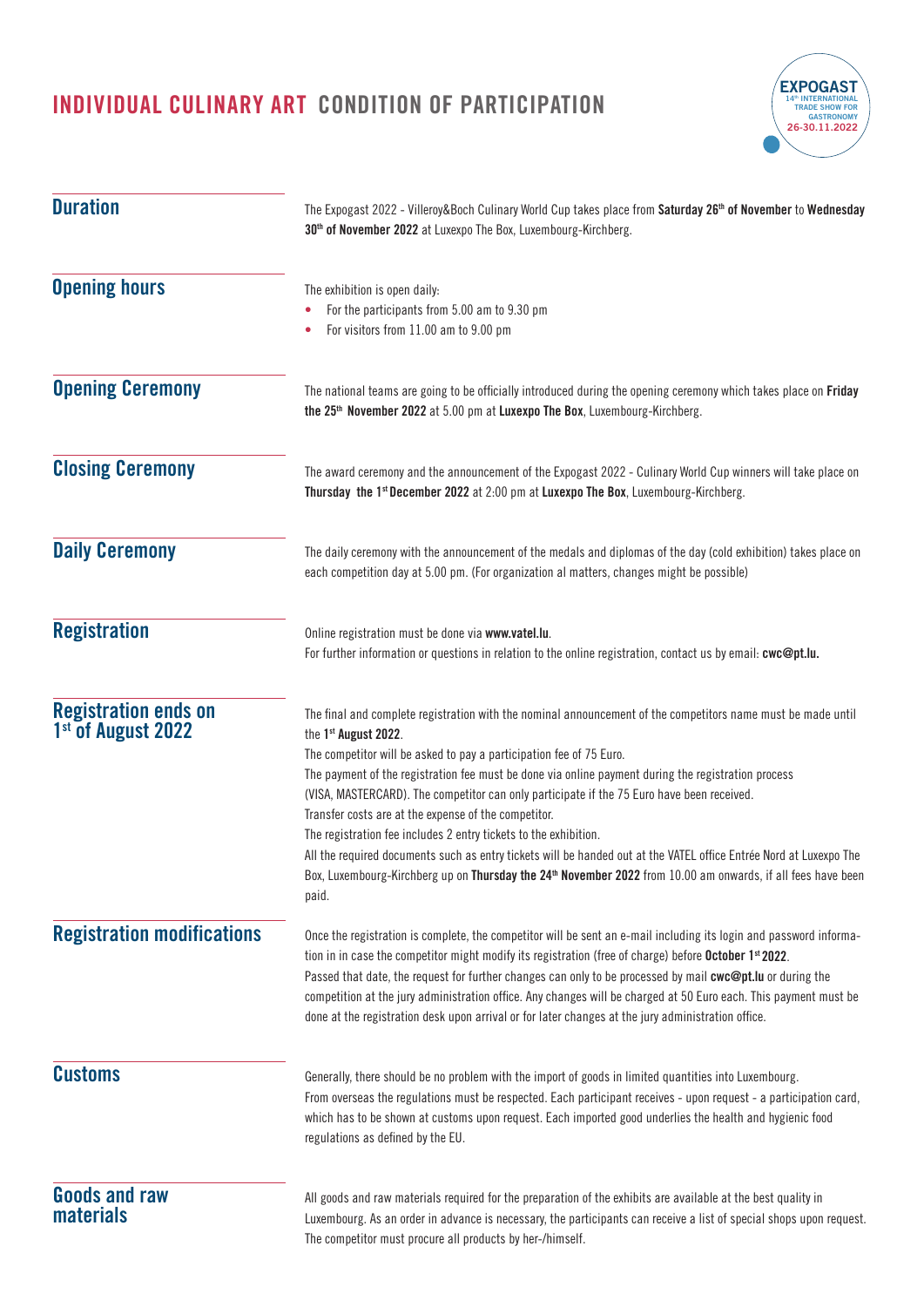# INDIVIDUAL CULINARY ART CONDITION OF PARTICIPATION

## Duration

The Expogast 2022 - Villeroy&Boch Culinary World Cup takes place from **Saturday 26th of November** to **Wednesday 30th of November 2022** at Luxexpo The Box, Luxembourg-Kirchberg.

## Opening hours

The exhibition is open daily:

- For the participants from 5.00 am to 9.30 pm
- For visitors from 11.00 am to 9.00 pm

## Opening Ceremony

The national teams are going to be officially introduced during the opening ceremony which takes place on **Friday the 25th November 2022** at 5.00 pm at **Luxexpo The Box**, Luxembourg-Kirchberg.

## Closing Ceremony

The award ceremony and the announcement of the Expogast 2022 - Culinary World Cup winners will take place on **Thursday the 1st December 2022** at 2:00 pm at **Luxexpo The Box**, Luxembourg-Kirchberg.

## Daily Ceremony

The daily ceremony with the announcement of the medals and diplomas of the day (cold exhibition) takes place on each competition day at 5.00 pm. (For organization al matters, changes might be possible)

## Registration

Online registration must be done via **www.vatel.lu**.
For further information or questions in relation to the online registration, contact us by email: **cwc@pt.lu.**

## Registration ends on 1st of August 2022

The final and complete registration with the nominal announcement of the competitors name must be made until the **1st August 2022**.
The competitor will be asked to pay a participation fee of 75 Euro.
The payment of the registration fee must be done via online payment during the registration process (VISA, MASTERCARD). The competitor can only participate if the 75 Euro have been received.
Transfer costs are at the expense of the competitor.
The registration fee includes 2 entry tickets to the exhibition.
All the required documents such as entry tickets will be handed out at the VATEL office Entrée Nord at Luxexpo The Box, Luxembourg-Kirchberg up on **Thursday the 24th November 2022** from 10.00 am onwards, if all fees have been paid.

## Registration modifications

Once the registration is complete, the competitor will be sent an e-mail including its login and password information in in case the competitor might modify its registration (free of charge) before **October 1st 2022**.
Passed that date, the request for further changes can only to be processed by mail **cwc@pt.lu** or during the competition at the jury administration office. Any changes will be charged at 50 Euro each. This payment must be done at the registration desk upon arrival or for later changes at the jury administration office.

## Customs

Generally, there should be no problem with the import of goods in limited quantities into Luxembourg.
From overseas the regulations must be respected. Each participant receives - upon request - a participation card, which has to be shown at customs upon request. Each imported good underlies the health and hygienic food regulations as defined by the EU.

## Goods and raw materials

All goods and raw materials required for the preparation of the exhibits are available at the best quality in Luxembourg. As an order in advance is necessary, the participants can receive a list of special shops upon request. The competitor must procure all products by her-/himself.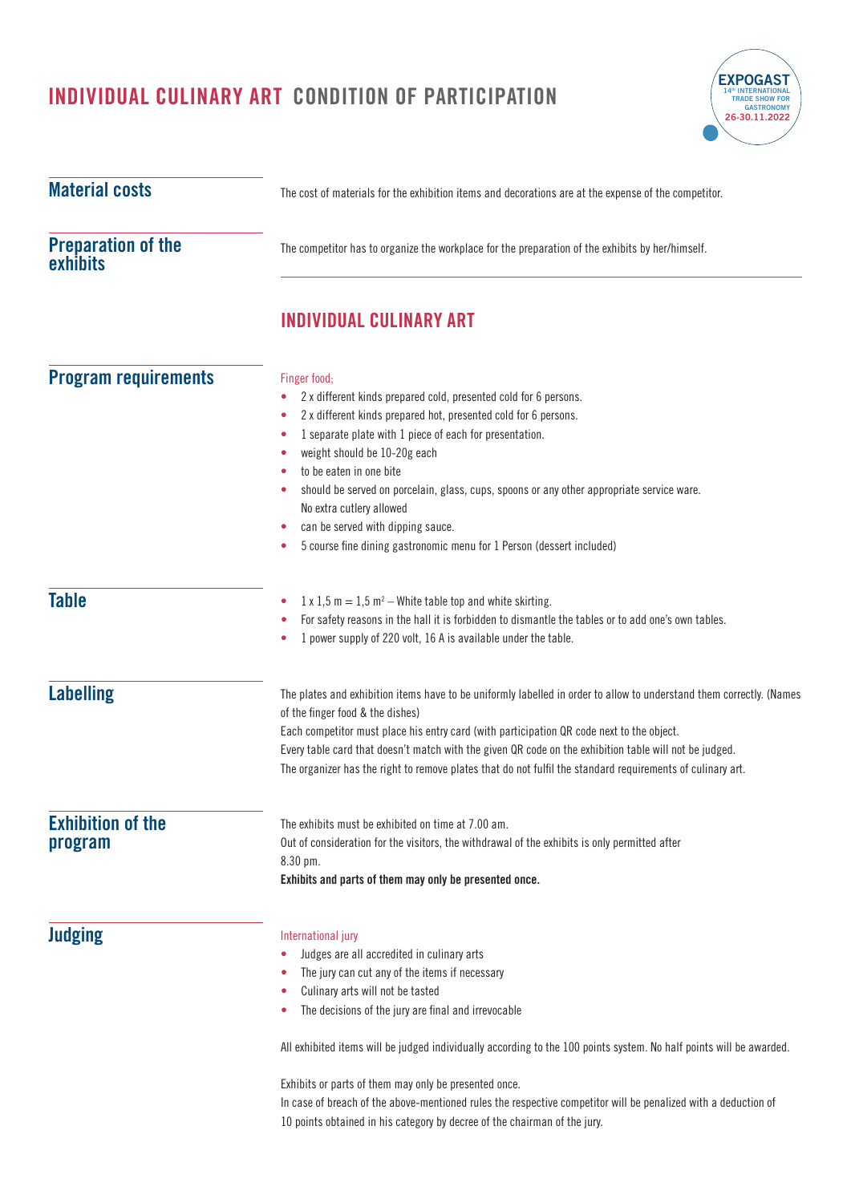# INDIVIDUAL CULINARY ART CONDITION OF PARTICIPATION

EXPOGAST
14th INTERNATIONAL TRADE SHOW FOR GASTRONOMY
26-30.11.2022

## Material costs

The cost of materials for the exhibition items and decorations are at the expense of the competitor.

## Preparation of the exhibits

The competitor has to organize the workplace for the preparation of the exhibits by her/himself.

## INDIVIDUAL CULINARY ART

## Program requirements

Finger food;

- 2 x different kinds prepared cold, presented cold for 6 persons.
- 2 x different kinds prepared hot, presented cold for 6 persons.
- 1 separate plate with 1 piece of each for presentation.
- weight should be 10-20g each
- to be eaten in one bite
- should be served on porcelain, glass, cups, spoons or any other appropriate service ware. No extra cutlery allowed
- can be served with dipping sauce.
- 5 course fine dining gastronomic menu for 1 Person (dessert included)

## Table

- 1 x 1,5 m = 1,5 m$^2$ – White table top and white skirting.
- For safety reasons in the hall it is forbidden to dismantle the tables or to add one's own tables.
- 1 power supply of 220 volt, 16 A is available under the table.

## Labelling

The plates and exhibition items have to be uniformly labelled in order to allow to understand them correctly. (Names of the finger food & the dishes)
Each competitor must place his entry card (with participation QR code next to the object.
Every table card that doesn't match with the given QR code on the exhibition table will not be judged.
The organizer has the right to remove plates that do not fulfil the standard requirements of culinary art.

## Exhibition of the program

The exhibits must be exhibited on time at 7.00 am.
Out of consideration for the visitors, the withdrawal of the exhibits is only permitted after 8.30 pm.
**Exhibits and parts of them may only be presented once.**

## Judging

International jury

- Judges are all accredited in culinary arts
- The jury can cut any of the items if necessary
- Culinary arts will not be tasted
- The decisions of the jury are final and irrevocable

All exhibited items will be judged individually according to the 100 points system. No half points will be awarded.

Exhibits or parts of them may only be presented once.
In case of breach of the above-mentioned rules the respective competitor will be penalized with a deduction of 10 points obtained in his category by decree of the chairman of the jury.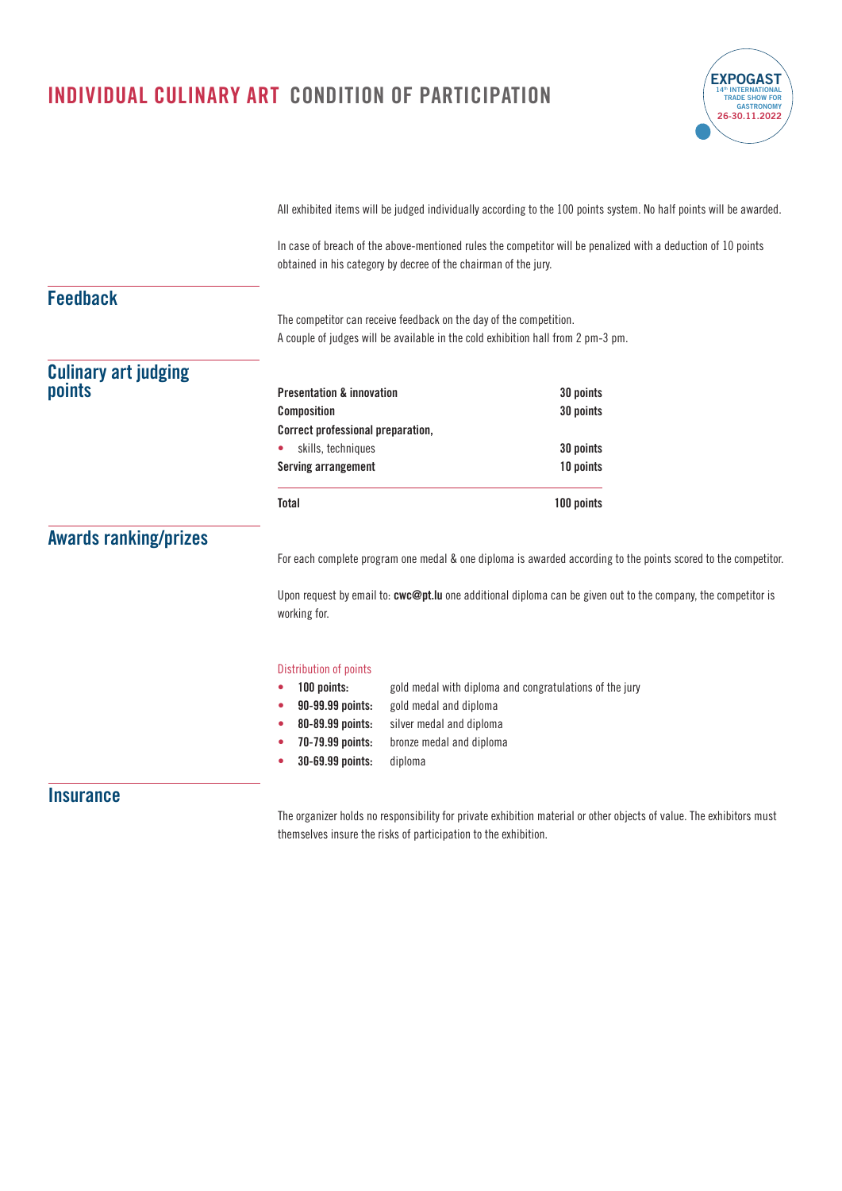# INDIVIDUAL CULINARY ART CONDITION OF PARTICIPATION

All exhibited items will be judged individually according to the 100 points system. No half points will be awarded.

In case of breach of the above-mentioned rules the competitor will be penalized with a deduction of 10 points obtained in his category by decree of the chairman of the jury.

## Feedback

The competitor can receive feedback on the day of the competition.
A couple of judges will be available in the cold exhibition hall from 2 pm-3 pm.

## Culinary art judging points

| | |
|---|---|
| **Presentation & innovation** | **30 points** |
| **Composition** | **30 points** |
| **Correct professional preparation,** | |
| • skills, techniques | **30 points** |
| **Serving arrangement** | **10 points** |
| **Total** | **100 points** |

## Awards ranking/prizes

For each complete program one medal & one diploma is awarded according to the points scored to the competitor.

Upon request by email to: **cwc@pt.lu** one additional diploma can be given out to the company, the competitor is working for.

Distribution of points

- **100 points:** gold medal with diploma and congratulations of the jury
- **90-99.99 points:** gold medal and diploma
- **80-89.99 points:** silver medal and diploma
- **70-79.99 points:** bronze medal and diploma
- **30-69.99 points:** diploma

## Insurance

The organizer holds no responsibility for private exhibition material or other objects of value. The exhibitors must themselves insure the risks of participation to the exhibition.